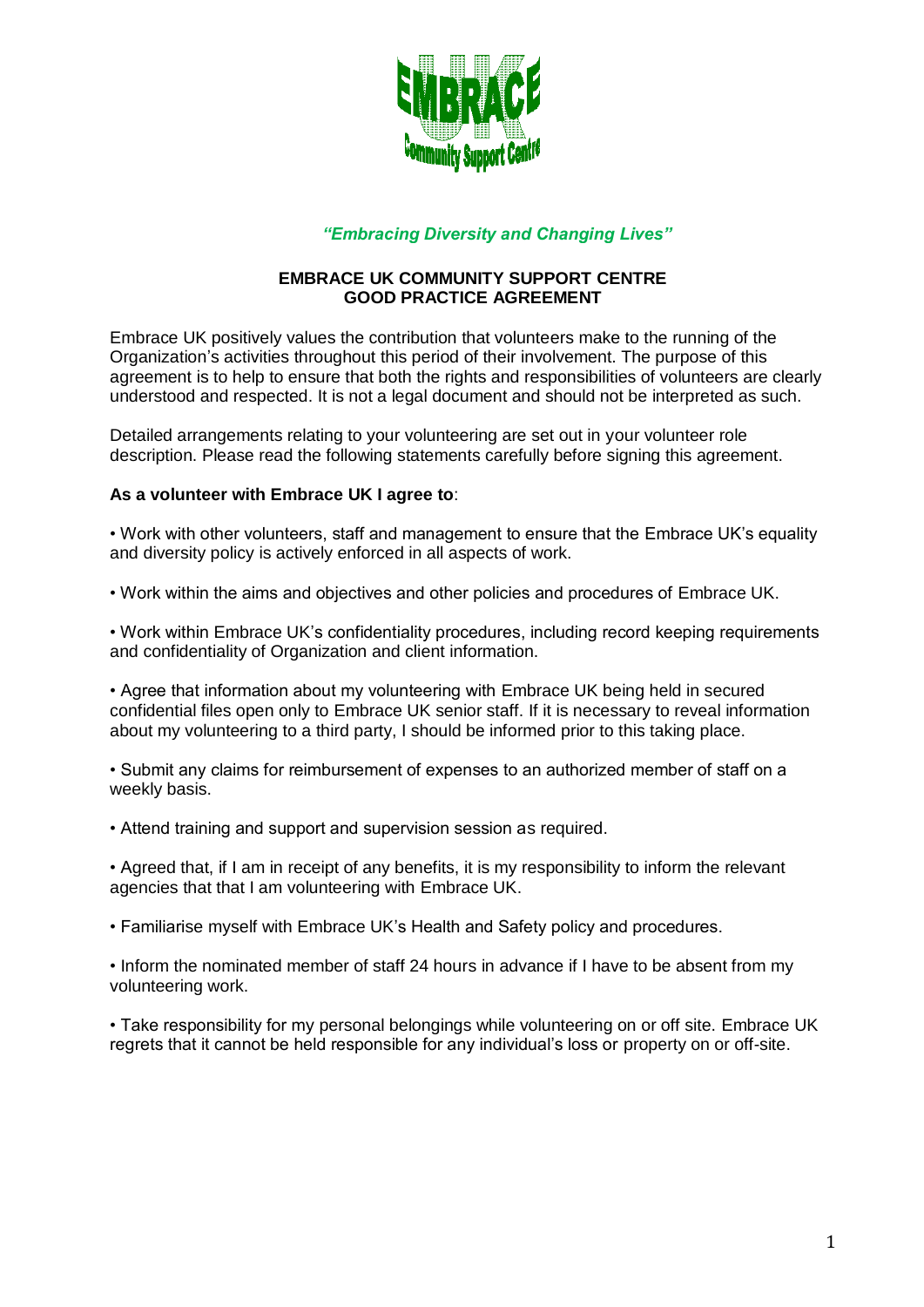*"Embracing Diversity and Changing Lives"*

**EMBRACE UK COMMUNITY SUPPORT CENTRE**
**GOOD PRACTICE AGREEMENT**

Embrace UK positively values the contribution that volunteers make to the running of the Organization's activities throughout this period of their involvement. The purpose of this agreement is to help to ensure that both the rights and responsibilities of volunteers are clearly understood and respected. It is not a legal document and should not be interpreted as such.

Detailed arrangements relating to your volunteering are set out in your volunteer role description. Please read the following statements carefully before signing this agreement.

**As a volunteer with Embrace UK I agree to**:

• Work with other volunteers, staff and management to ensure that the Embrace UK's equality and diversity policy is actively enforced in all aspects of work.

• Work within the aims and objectives and other policies and procedures of Embrace UK.

• Work within Embrace UK's confidentiality procedures, including record keeping requirements and confidentiality of Organization and client information.

• Agree that information about my volunteering with Embrace UK being held in secured confidential files open only to Embrace UK senior staff. If it is necessary to reveal information about my volunteering to a third party, I should be informed prior to this taking place.

• Submit any claims for reimbursement of expenses to an authorized member of staff on a weekly basis.

• Attend training and support and supervision session as required.

• Agreed that, if I am in receipt of any benefits, it is my responsibility to inform the relevant agencies that that I am volunteering with Embrace UK.

• Familiarise myself with Embrace UK's Health and Safety policy and procedures.

• Inform the nominated member of staff 24 hours in advance if I have to be absent from my volunteering work.

• Take responsibility for my personal belongings while volunteering on or off site. Embrace UK regrets that it cannot be held responsible for any individual's loss or property on or off-site.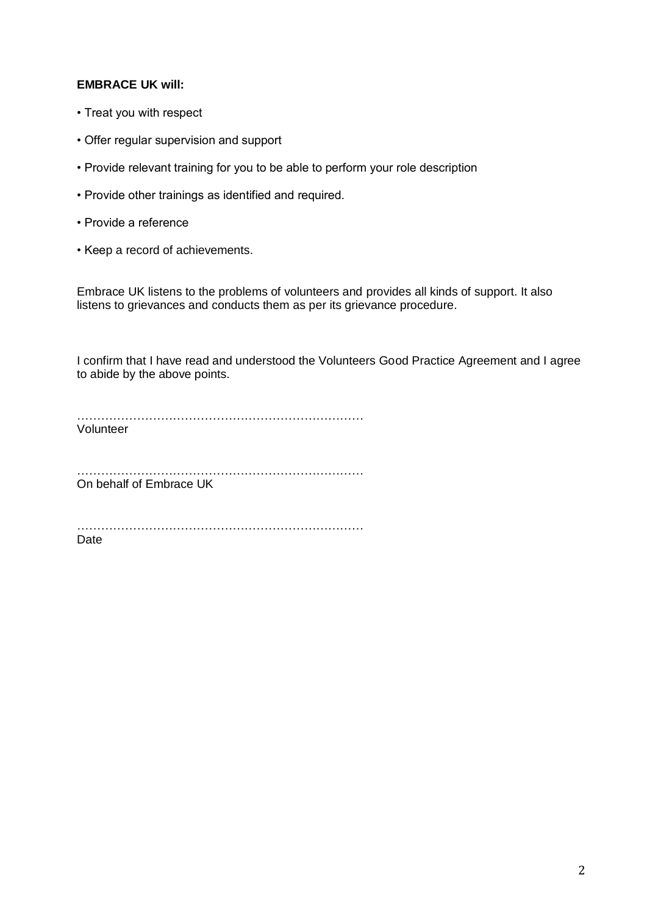**EMBRACE UK will:**

- Treat you with respect
- Offer regular supervision and support
- Provide relevant training for you to be able to perform your role description
- Provide other trainings as identified and required.
- Provide a reference
- Keep a record of achievements.

Embrace UK listens to the problems of volunteers and provides all kinds of support. It also listens to grievances and conducts them as per its grievance procedure.

I confirm that I have read and understood the Volunteers Good Practice Agreement and I agree to abide by the above points.

………………………………………………………………
Volunteer

………………………………………………………………
On behalf of Embrace UK

………………………………………………………………
Date